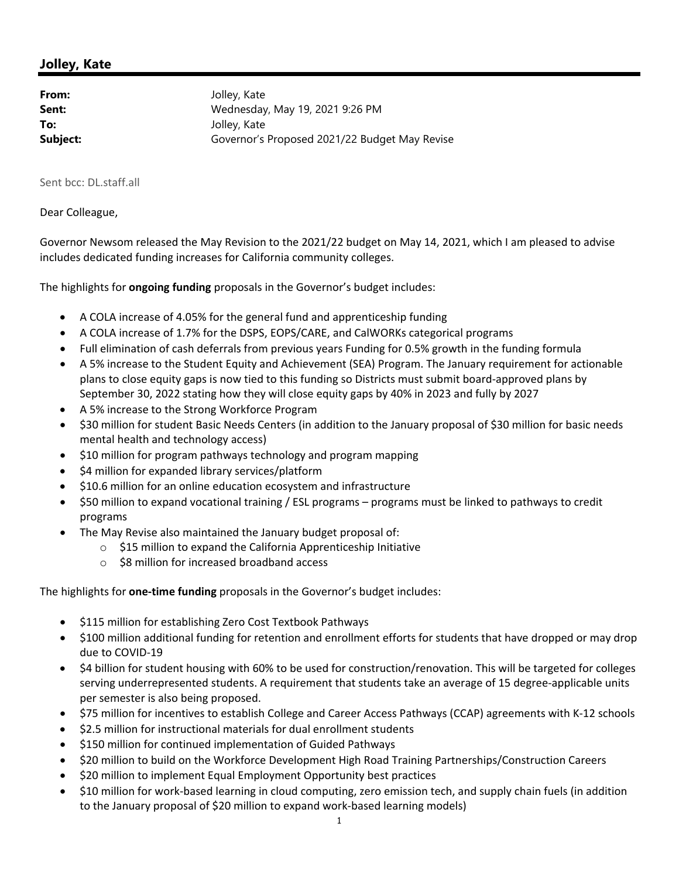## Jolley, Kate

**From:** Jolley, Kate
**Sent:** Wednesday, May 19, 2021 9:26 PM
**To:** Jolley, Kate
**Subject:** Governor's Proposed 2021/22 Budget May Revise

Sent bcc: DL.staff.all

Dear Colleague,

Governor Newsom released the May Revision to the 2021/22 budget on May 14, 2021, which I am pleased to advise includes dedicated funding increases for California community colleges.

The highlights for **ongoing funding** proposals in the Governor's budget includes:

- A COLA increase of 4.05% for the general fund and apprenticeship funding
- A COLA increase of 1.7% for the DSPS, EOPS/CARE, and CalWORKs categorical programs
- Full elimination of cash deferrals from previous years Funding for 0.5% growth in the funding formula
- A 5% increase to the Student Equity and Achievement (SEA) Program. The January requirement for actionable plans to close equity gaps is now tied to this funding so Districts must submit board-approved plans by September 30, 2022 stating how they will close equity gaps by 40% in 2023 and fully by 2027
- A 5% increase to the Strong Workforce Program
- $30 million for student Basic Needs Centers (in addition to the January proposal of $30 million for basic needs mental health and technology access)
- $10 million for program pathways technology and program mapping
- $4 million for expanded library services/platform
- $10.6 million for an online education ecosystem and infrastructure
- $50 million to expand vocational training / ESL programs – programs must be linked to pathways to credit programs
- The May Revise also maintained the January budget proposal of:
  - $15 million to expand the California Apprenticeship Initiative
  - $8 million for increased broadband access

The highlights for **one-time funding** proposals in the Governor's budget includes:

- $115 million for establishing Zero Cost Textbook Pathways
- $100 million additional funding for retention and enrollment efforts for students that have dropped or may drop due to COVID-19
- $4 billion for student housing with 60% to be used for construction/renovation. This will be targeted for colleges serving underrepresented students. A requirement that students take an average of 15 degree-applicable units per semester is also being proposed.
- $75 million for incentives to establish College and Career Access Pathways (CCAP) agreements with K-12 schools
- $2.5 million for instructional materials for dual enrollment students
- $150 million for continued implementation of Guided Pathways
- $20 million to build on the Workforce Development High Road Training Partnerships/Construction Careers
- $20 million to implement Equal Employment Opportunity best practices
- $10 million for work-based learning in cloud computing, zero emission tech, and supply chain fuels (in addition to the January proposal of $20 million to expand work-based learning models)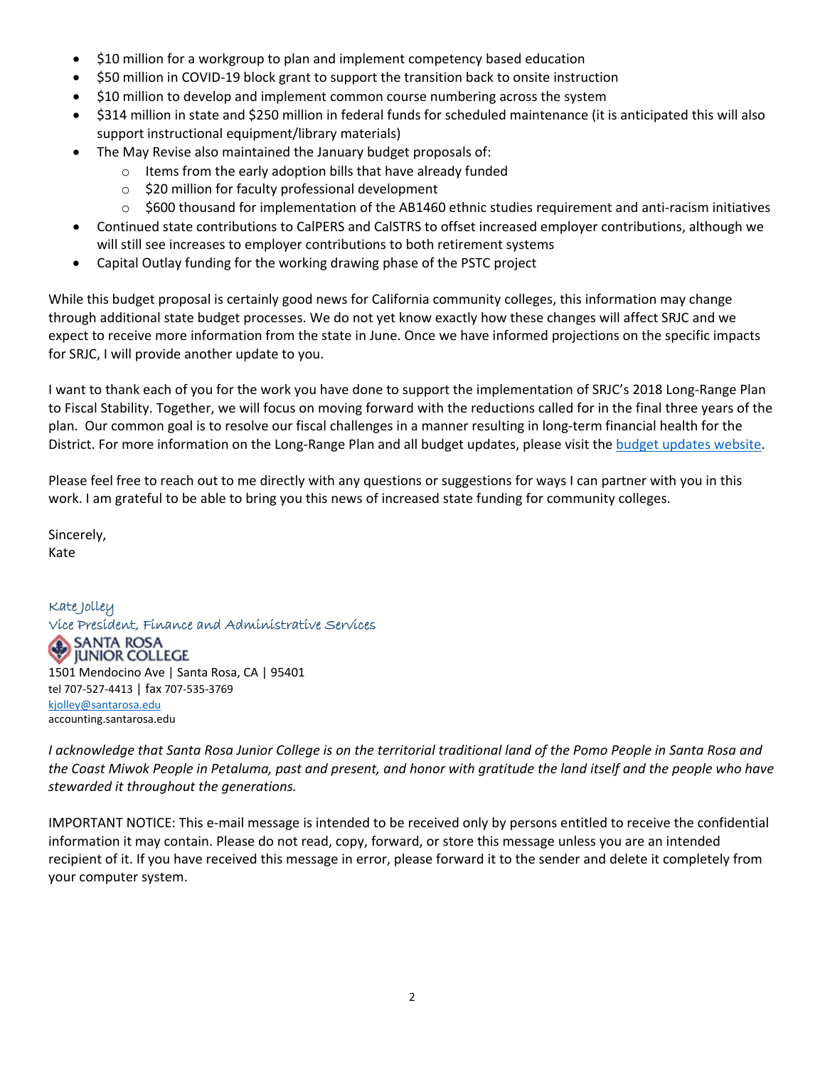- $10 million for a workgroup to plan and implement competency based education
- $50 million in COVID-19 block grant to support the transition back to onsite instruction
- $10 million to develop and implement common course numbering across the system
- $314 million in state and $250 million in federal funds for scheduled maintenance (it is anticipated this will also support instructional equipment/library materials)
- The May Revise also maintained the January budget proposals of:
  - Items from the early adoption bills that have already funded
  - $20 million for faculty professional development
  - $600 thousand for implementation of the AB1460 ethnic studies requirement and anti-racism initiatives
- Continued state contributions to CalPERS and CalSTRS to offset increased employer contributions, although we will still see increases to employer contributions to both retirement systems
- Capital Outlay funding for the working drawing phase of the PSTC project

While this budget proposal is certainly good news for California community colleges, this information may change through additional state budget processes. We do not yet know exactly how these changes will affect SRJC and we expect to receive more information from the state in June. Once we have informed projections on the specific impacts for SRJC, I will provide another update to you.

I want to thank each of you for the work you have done to support the implementation of SRJC's 2018 Long-Range Plan to Fiscal Stability. Together, we will focus on moving forward with the reductions called for in the final three years of the plan. Our common goal is to resolve our fiscal challenges in a manner resulting in long-term financial health for the District. For more information on the Long-Range Plan and all budget updates, please visit the [budget updates website](budget updates website).

Please feel free to reach out to me directly with any questions or suggestions for ways I can partner with you in this work. I am grateful to be able to bring you this news of increased state funding for community colleges.

Sincerely,
Kate

Kate Jolley
Vice President, Finance and Administrative Services
SANTA ROSA JUNIOR COLLEGE
1501 Mendocino Ave | Santa Rosa, CA | 95401
tel 707-527-4413 | fax 707-535-3769
kjolley@santarosa.edu
accounting.santarosa.edu

*I acknowledge that Santa Rosa Junior College is on the territorial traditional land of the Pomo People in Santa Rosa and the Coast Miwok People in Petaluma, past and present, and honor with gratitude the land itself and the people who have stewarded it throughout the generations.*

IMPORTANT NOTICE: This e-mail message is intended to be received only by persons entitled to receive the confidential information it may contain. Please do not read, copy, forward, or store this message unless you are an intended recipient of it. If you have received this message in error, please forward it to the sender and delete it completely from your computer system.